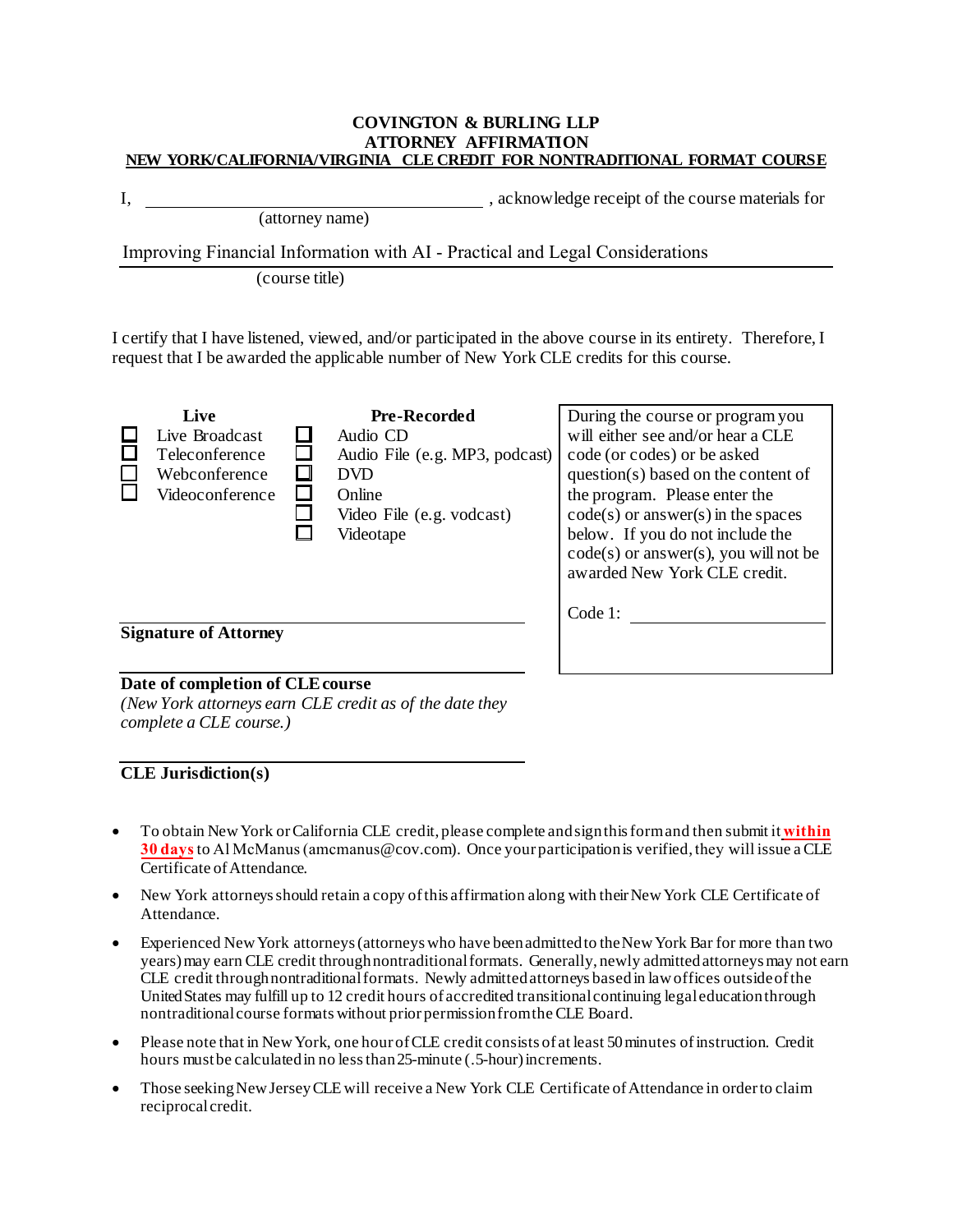**COVINGTON & BURLING LLP**
**ATTORNEY AFFIRMATION**
**NEW YORK/CALIFORNIA/VIRGINIA CLE CREDIT FOR NONTRADITIONAL FORMAT COURSE**

I, ______________________________ , acknowledge receipt of the course materials for
(attorney name)

Improving Financial Information with AI - Practical and Legal Considerations
(course title)

I certify that I have listened, viewed, and/or participated in the above course in its entirety. Therefore, I request that I be awarded the applicable number of New York CLE credits for this course.

| **Live** | **Pre-Recorded** |
|---|---|
| ☐ Live Broadcast | ☐ Audio CD |
| ☐ Teleconference | ☐ Audio File (e.g. MP3, podcast) |
| ☐ Webconference | ☐ DVD |
| ☐ Videoconference | ☐ Online |
| | ☐ Video File (e.g. vodcast) |
| | ☐ Videotape |

During the course or program you will either see and/or hear a CLE code (or codes) or be asked question(s) based on the content of the program. Please enter the code(s) or answer(s) in the spaces below. If you do not include the code(s) or answer(s), you will not be awarded New York CLE credit.

Code 1: ______________________

______________________________
**Signature of Attorney**

______________________________
**Date of completion of CLE course**
*(New York attorneys earn CLE credit as of the date they complete a CLE course.)*

______________________________
**CLE Jurisdiction(s)**

- To obtain New York or California CLE credit, please complete and sign this form and then submit it **within 30 days** to Al McManus (amcmanus@cov.com). Once your participation is verified, they will issue a CLE Certificate of Attendance.
- New York attorneys should retain a copy of this affirmation along with their New York CLE Certificate of Attendance.
- Experienced New York attorneys (attorneys who have been admitted to the New York Bar for more than two years) may earn CLE credit through nontraditional formats. Generally, newly admitted attorneys may not earn CLE credit through nontraditional formats. Newly admitted attorneys based in law offices outside of the United States may fulfill up to 12 credit hours of accredited transitional continuing legal education through nontraditional course formats without prior permission from the CLE Board.
- Please note that in New York, one hour of CLE credit consists of at least 50 minutes of instruction. Credit hours must be calculated in no less than 25-minute (.5-hour) increments.
- Those seeking New Jersey CLE will receive a New York CLE Certificate of Attendance in order to claim reciprocal credit.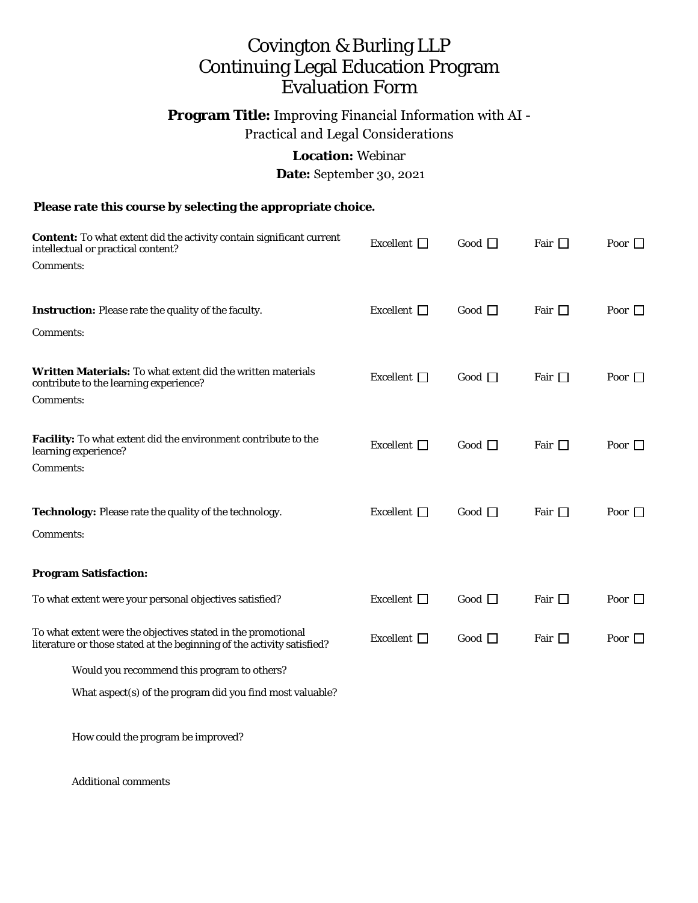# Covington & Burling LLP
# Continuing Legal Education Program
# Evaluation Form

**Program Title:** Improving Financial Information with AI - Practical and Legal Considerations

**Location:** Webinar

**Date:** September 30, 2021

**Please rate this course by selecting the appropriate choice.**

**Content:** To what extent did the activity contain significant current intellectual or practical content? Excellent ☐ Good ☐ Fair ☐ Poor ☐

Comments:

**Instruction:** Please rate the quality of the faculty. Excellent ☐ Good ☐ Fair ☐ Poor ☐

Comments:

**Written Materials:** To what extent did the written materials contribute to the learning experience? Excellent ☐ Good ☐ Fair ☐ Poor ☐

Comments:

**Facility:** To what extent did the environment contribute to the learning experience? Excellent ☐ Good ☐ Fair ☐ Poor ☐

Comments:

**Technology:** Please rate the quality of the technology. Excellent ☐ Good ☐ Fair ☐ Poor ☐

Comments:

**Program Satisfaction:**

To what extent were your personal objectives satisfied? Excellent ☐ Good ☐ Fair ☐ Poor ☐

To what extent were the objectives stated in the promotional literature or those stated at the beginning of the activity satisfied? Excellent ☐ Good ☐ Fair ☐ Poor ☐

Would you recommend this program to others?

What aspect(s) of the program did you find most valuable?

How could the program be improved?

Additional comments